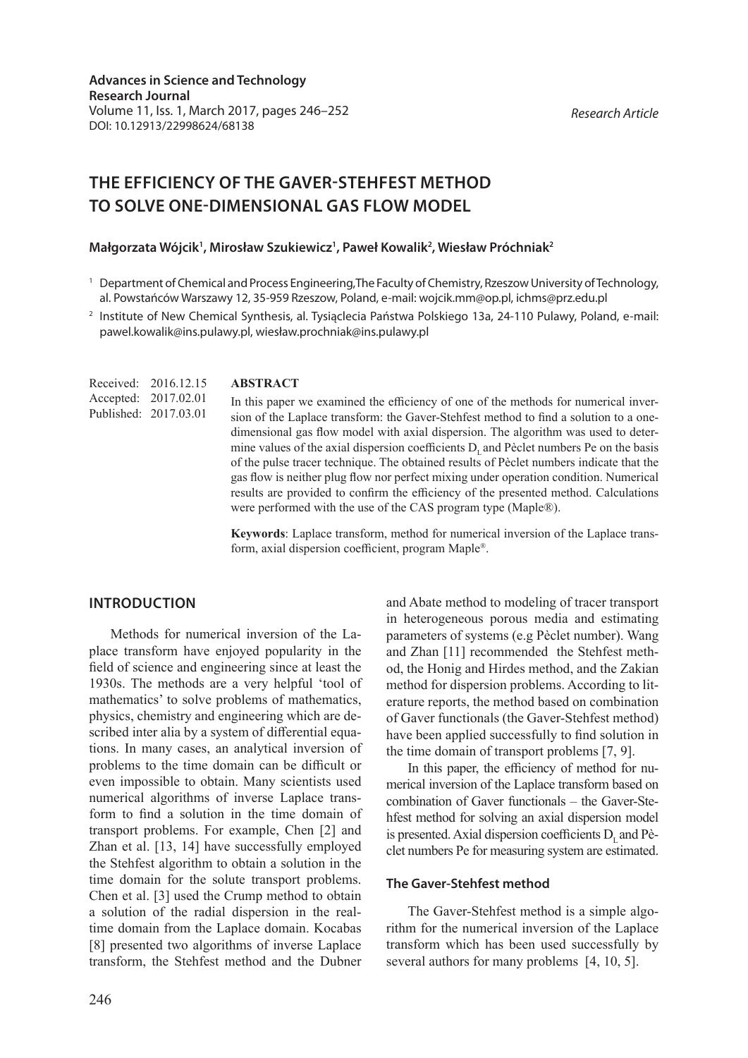Advances in Science and Technology Research Journal
Volume 11, Iss. 1, March 2017, pages 246–252
DOI: 10.12913/22998624/68138

*Research Article*

# THE EFFICIENCY OF THE GAVER-STEHFEST METHOD TO SOLVE ONE-DIMENSIONAL GAS FLOW MODEL

**Małgorzata Wójcik[1], Mirosław Szukiewicz[1], Paweł Kowalik[2], Wiesław Próchniak[2]**

[1] Department of Chemical and Process Engineering, The Faculty of Chemistry, Rzeszow University of Technology, al. Powstańców Warszawy 12, 35-959 Rzeszow, Poland, e-mail: wojcik.mm@op.pl, ichms@prz.edu.pl

[2] Institute of New Chemical Synthesis, al. Tysiąclecia Państwa Polskiego 13a, 24-110 Pulawy, Poland, e-mail: pawel.kowalik@ins.pulawy.pl, wiesław.prochniak@ins.pulawy.pl

Received: 2016.12.15
Accepted: 2017.02.01
Published: 2017.03.01

## ABSTRACT

In this paper we examined the efficiency of one of the methods for numerical inversion of the Laplace transform: the Gaver-Stehfest method to find a solution to a one-dimensional gas flow model with axial dispersion. The algorithm was used to determine values of the axial dispersion coefficients $D_L$ and Pèclet numbers Pe on the basis of the pulse tracer technique. The obtained results of Pèclet numbers indicate that the gas flow is neither plug flow nor perfect mixing under operation condition. Numerical results are provided to confirm the efficiency of the presented method. Calculations were performed with the use of the CAS program type (Maple®).

**Keywords**: Laplace transform, method for numerical inversion of the Laplace transform, axial dispersion coefficient, program Maple®.

## INTRODUCTION

Methods for numerical inversion of the Laplace transform have enjoyed popularity in the field of science and engineering since at least the 1930s. The methods are a very helpful 'tool of mathematics' to solve problems of mathematics, physics, chemistry and engineering which are described inter alia by a system of differential equations. In many cases, an analytical inversion of problems to the time domain can be difficult or even impossible to obtain. Many scientists used numerical algorithms of inverse Laplace transform to find a solution in the time domain of transport problems. For example, Chen [2] and Zhan et al. [13, 14] have successfully employed the Stehfest algorithm to obtain a solution in the time domain for the solute transport problems. Chen et al. [3] used the Crump method to obtain a solution of the radial dispersion in the real-time domain from the Laplace domain. Kocabas [8] presented two algorithms of inverse Laplace transform, the Stehfest method and the Dubner and Abate method to modeling of tracer transport in heterogeneous porous media and estimating parameters of systems (e.g Pèclet number). Wang and Zhan [11] recommended the Stehfest method, the Honig and Hirdes method, and the Zakian method for dispersion problems. According to literature reports, the method based on combination of Gaver functionals (the Gaver-Stehfest method) have been applied successfully to find solution in the time domain of transport problems [7, 9].

In this paper, the efficiency of method for numerical inversion of the Laplace transform based on combination of Gaver functionals – the Gaver-Stehfest method for solving an axial dispersion model is presented. Axial dispersion coefficients $D_L$ and Pèclet numbers Pe for measuring system are estimated.

### The Gaver-Stehfest method

The Gaver-Stehfest method is a simple algorithm for the numerical inversion of the Laplace transform which has been used successfully by several authors for many problems [4, 10, 5].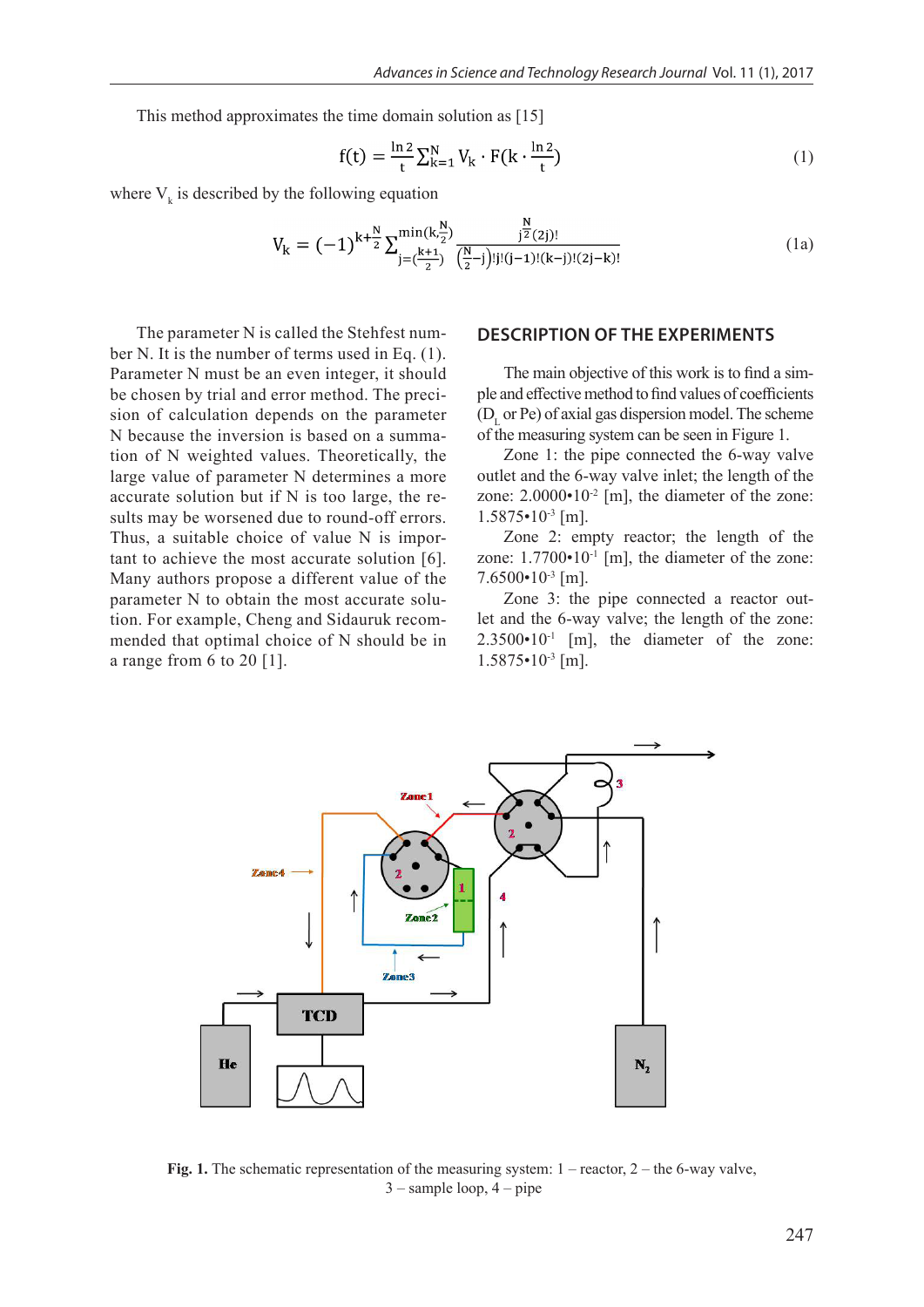This method approximates the time domain solution as [15]

$$f(t) = \frac{\ln 2}{t} \sum_{k=1}^{N} V_k \cdot F\left(k \cdot \frac{\ln 2}{t}\right) \tag{1}$$

where $V_k$ is described by the following equation

$$V_k = (-1)^{k+\frac{N}{2}} \sum_{j=\left(\frac{k+1}{2}\right)}^{\min\left(k,\frac{N}{2}\right)} \frac{j^{\frac{N}{2}}(2j)!}{\left(\frac{N}{2}-j\right)!\,j!\,(j-1)!\,(k-j)!\,(2j-k)!} \tag{1a}$$

The parameter N is called the Stehfest number N. It is the number of terms used in Eq. (1). Parameter N must be an even integer, it should be chosen by trial and error method. The precision of calculation depends on the parameter N because the inversion is based on a summation of N weighted values. Theoretically, the large value of parameter N determines a more accurate solution but if N is too large, the results may be worsened due to round-off errors. Thus, a suitable choice of value N is important to achieve the most accurate solution [6]. Many authors propose a different value of the parameter N to obtain the most accurate solution. For example, Cheng and Sidauruk recommended that optimal choice of N should be in a range from 6 to 20 [1].

## DESCRIPTION OF THE EXPERIMENTS

The main objective of this work is to find a simple and effective method to find values of coefficients ($D_L$ or Pe) of axial gas dispersion model. The scheme of the measuring system can be seen in Figure 1.

Zone 1: the pipe connected the 6-way valve outlet and the 6-way valve inlet; the length of the zone: $2.0000 \cdot 10^{-2}$ [m], the diameter of the zone: $1.5875 \cdot 10^{-3}$ [m].

Zone 2: empty reactor; the length of the zone: $1.7700 \cdot 10^{-1}$ [m], the diameter of the zone: $7.6500 \cdot 10^{-3}$ [m].

Zone 3: the pipe connected a reactor outlet and the 6-way valve; the length of the zone: $2.3500 \cdot 10^{-1}$ [m], the diameter of the zone: $1.5875 \cdot 10^{-3}$ [m].

**Fig. 1.** The schematic representation of the measuring system: 1 – reactor, 2 – the 6-way valve, 3 – sample loop, 4 – pipe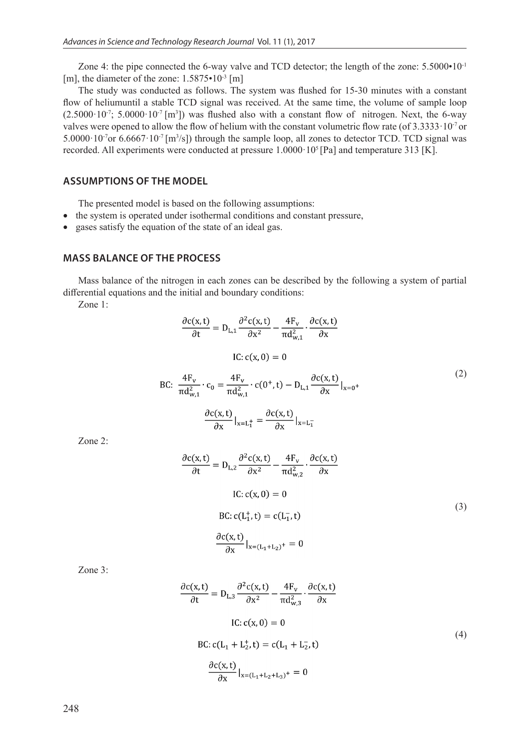Zone 4: the pipe connected the 6-way valve and TCD detector; the length of the zone: $5.5000 \cdot 10^{-1}$ [m], the diameter of the zone: $1.5875 \cdot 10^{-3}$ [m]

The study was conducted as follows. The system was flushed for 15-30 minutes with a constant flow of heliumuntil a stable TCD signal was received. At the same time, the volume of sample loop ($2.5000 \cdot 10^{-7}$; $5.0000 \cdot 10^{-7}$ [$m^3$]) was flushed also with a constant flow of nitrogen. Next, the 6-way valves were opened to allow the flow of helium with the constant volumetric flow rate (of $3.3333 \cdot 10^{-7}$ or $5.0000 \cdot 10^{-7}$or $6.6667 \cdot 10^{-7}$ [$m^3/s$]) through the sample loop, all zones to detector TCD. TCD signal was recorded. All experiments were conducted at pressure $1.0000 \cdot 10^{5}$ [Pa] and temperature 313 [K].

## ASSUMPTIONS OF THE MODEL

The presented model is based on the following assumptions:

- the system is operated under isothermal conditions and constant pressure,
- gases satisfy the equation of the state of an ideal gas.

## MASS BALANCE OF THE PROCESS

Mass balance of the nitrogen in each zones can be described by the following a system of partial differential equations and the initial and boundary conditions:

Zone 1:

$$\frac{\partial c(x,t)}{\partial t} = D_{L,1}\frac{\partial^2 c(x,t)}{\partial x^2} - \frac{4F_v}{\pi d_{w,1}^2}\cdot\frac{\partial c(x,t)}{\partial x}$$

$$\text{IC: } c(x,0) = 0$$

$$\text{BC: } \frac{4F_v}{\pi d_{w,1}^2}\cdot c_0 = \frac{4F_v}{\pi d_{w,1}^2}\cdot c(0^+,t) - D_{L,1}\frac{\partial c(x,t)}{\partial x}\Big|_{x=0^+} \tag{2}$$

$$\frac{\partial c(x,t)}{\partial x}\Big|_{x=L_1^+} = \frac{\partial c(x,t)}{\partial x}\Big|_{x=L_1^-}$$

Zone 2:

$$\frac{\partial c(x,t)}{\partial t} = D_{L,2}\frac{\partial^2 c(x,t)}{\partial x^2} - \frac{4F_v}{\pi d_{w,2}^2}\cdot\frac{\partial c(x,t)}{\partial x}$$

$$\text{IC: } c(x,0) = 0$$

$$\text{BC: } c(L_1^+,t) = c(L_1^-,t) \tag{3}$$

$$\frac{\partial c(x,t)}{\partial x}\Big|_{x=(L_1+L_2)^+} = 0$$

Zone 3:

$$\frac{\partial c(x,t)}{\partial t} = D_{L,3}\frac{\partial^2 c(x,t)}{\partial x^2} - \frac{4F_v}{\pi d_{w,3}^2}\cdot\frac{\partial c(x,t)}{\partial x}$$

$$\text{IC: } c(x,0) = 0$$

$$\text{BC: } c(L_1 + L_2^+,t) = c(L_1 + L_2^-,t) \tag{4}$$

$$\frac{\partial c(x,t)}{\partial x}\Big|_{x=(L_1+L_2+L_3)^+} = 0$$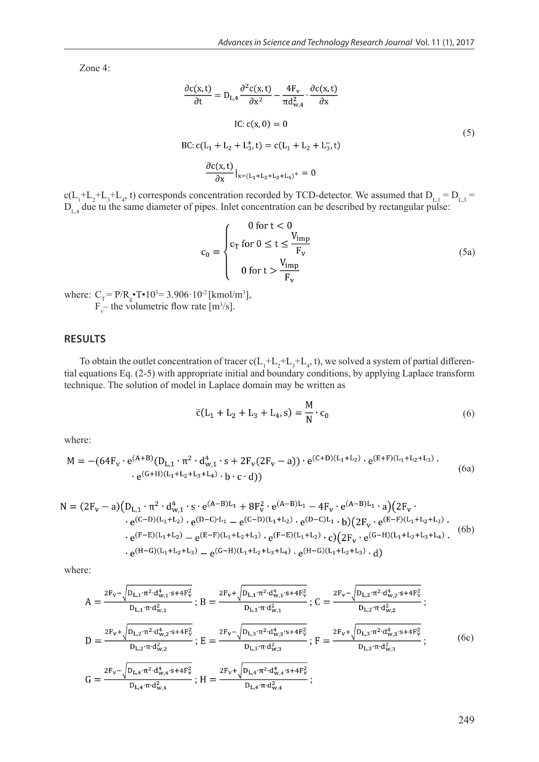Zone 4:

$$\frac{\partial c(x,t)}{\partial t} = D_{L,4}\frac{\partial^2 c(x,t)}{\partial x^2} - \frac{4F_v}{\pi d_{w,4}^2}\cdot\frac{\partial c(x,t)}{\partial x}$$

$$\text{IC: } c(x,0) = 0$$

$$\text{BC: } c(L_1 + L_2 + L_3^+, t) = c(L_1 + L_2 + L_3^-, t) \tag{5}$$

$$\frac{\partial c(x,t)}{\partial x}\Big|_{x=(L_1+L_2+L_3+L_4)^+} = 0$$

$c(L_1+L_2+L_3+L_4, t)$ corresponds concentration recorded by TCD-detector. We assumed that $D_{L,1} = D_{L,3} = D_{L,4}$ due tu the same diameter of pipes. Inlet concentration can be described by rectangular pulse:

$$c_0 = \begin{cases} 0 \text{ for } t < 0 \\ c_T \text{ for } 0 \leq t \leq \frac{V_{imp}}{F_v} \\ 0 \text{ for } t > \frac{V_{imp}}{F_v} \end{cases} \tag{5a}$$

where: $C_T = P/R_g \cdot T \cdot 10^3 = 3.906 \cdot 10^{-2}$ [kmol/m$^3$],
$F_v$ – the volumetric flow rate [m$^3$/s].

## RESULTS

To obtain the outlet concentration of tracer $c(L_1+L_2+L_3+L_4, t)$, we solved a system of partial differential equations Eq. (2-5) with appropriate initial and boundary conditions, by applying Laplace transform technique. The solution of model in Laplace domain may be written as

$$\bar{c}(L_1 + L_2 + L_3 + L_4, s) = \frac{M}{N}\cdot c_0 \tag{6}$$

where:

$$M = -(64F_v \cdot e^{(A+B)}(D_{L,1}\cdot\pi^2\cdot d_{w,1}^4\cdot s + 2F_v(2F_v - a))\cdot e^{(C+D)(L_1+L_2)}\cdot e^{(E+F)(L_1+L_2+L_3)}\cdot \cdot e^{(G+H)(L_1+L_2+L_3+L_4)}\cdot b\cdot c\cdot d)) \tag{6a}$$

$$N = (2F_v - a)\big(D_{L,1}\cdot\pi^2\cdot d_{w,1}^4\cdot s\cdot e^{(A-B)L_1} + 8F_v^2\cdot e^{(A-B)L_1} - 4F_v\cdot e^{(A-B)L_1}\cdot a\big)\big(2F_v\cdot \cdot e^{(C-D)(L_1+L_2)}\cdot e^{(D-C)\cdot L_1} - e^{(C-D)(L_1+L_2)}\cdot e^{(D-C)L_1}\cdot b\big)\big(2F_v\cdot e^{(E-F)(L_1+L_2+L_3)}\cdot \cdot e^{(F-E)(L_1+L_2)} - e^{(E-F)(L_1+L_2+L_3)}\cdot e^{(F-E)(L_1+L_2)}\cdot c\big)\big(2F_v\cdot e^{(G-H)(L_1+L_2+L_3+L_4)}\cdot \cdot e^{(H-G)(L_1+L_2+L_3)} - e^{(G-H)(L_1+L_2+L_3+L_4)}\cdot e^{(H-G)(L_1+L_2+L_3)}\cdot d\big) \tag{6b}$$

where:

$$A = \frac{2F_v - \sqrt{D_{L,1}\cdot\pi^2\cdot d_{w,1}^4\cdot s + 4F_v^2}}{D_{L,1}\cdot\pi\cdot d_{w,1}^2};\ B = \frac{2F_v + \sqrt{D_{L,1}\cdot\pi^2\cdot d_{w,1}^4\cdot s + 4F_v^2}}{D_{L,1}\cdot\pi\cdot d_{w,1}^2};\ C = \frac{2F_v - \sqrt{D_{L,2}\cdot\pi^2\cdot d_{w,2}^4\cdot s + 4F_v^2}}{D_{L,2}\cdot\pi\cdot d_{w,2}^2};$$

$$D = \frac{2F_v + \sqrt{D_{L,2}\cdot\pi^2\cdot d_{w,2}^4\cdot s + 4F_v^2}}{D_{L,2}\cdot\pi\cdot d_{w,2}^2};\ E = \frac{2F_v - \sqrt{D_{L,3}\cdot\pi^2\cdot d_{w,3}^4\cdot s + 4F_v^2}}{D_{L,3}\cdot\pi\cdot d_{w,3}^2};\ F = \frac{2F_v + \sqrt{D_{L,3}\cdot\pi^2\cdot d_{w,3}^4\cdot s + 4F_v^2}}{D_{L,3}\cdot\pi\cdot d_{w,3}^2}; \tag{6c}$$

$$G = \frac{2F_v - \sqrt{D_{L,4}\cdot\pi^2\cdot d_{w,4}^4\cdot s + 4F_v^2}}{D_{L,4}\cdot\pi\cdot d_{w,4}^2};\ H = \frac{2F_v + \sqrt{D_{L,4}\cdot\pi^2\cdot d_{w,4}^4\cdot s + 4F_v^2}}{D_{L,4}\cdot\pi\cdot d_{w,4}^2};$$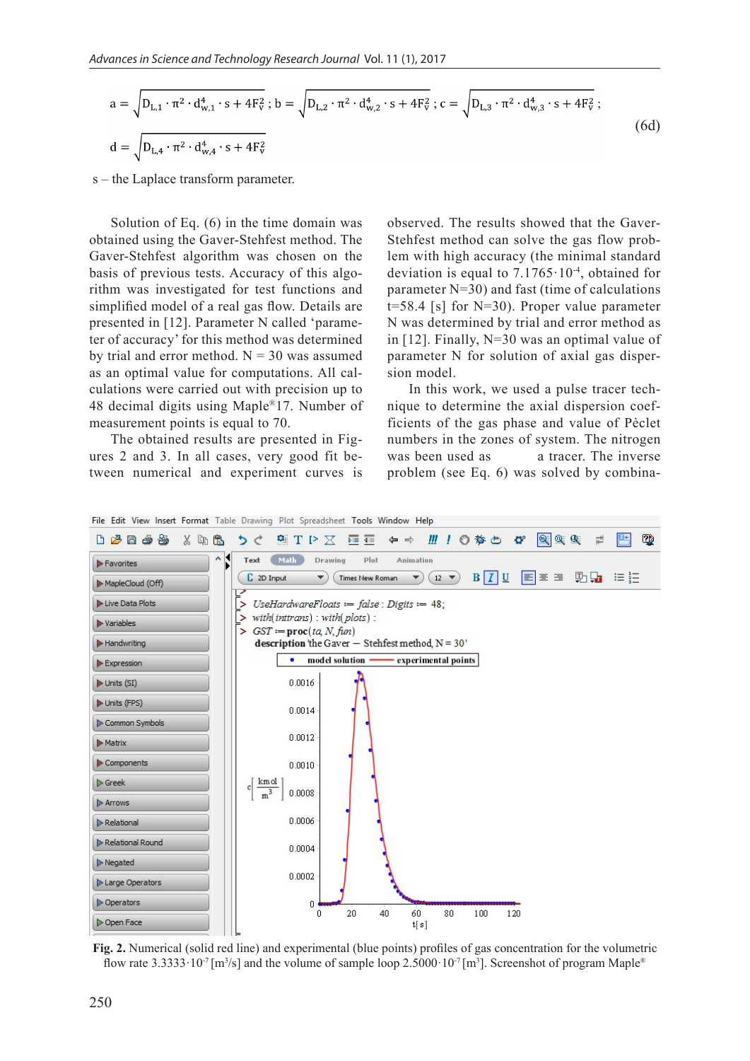$$a = \sqrt{D_{L,1} \cdot \pi^2 \cdot d_{w,1}^4 \cdot s + 4F_V^2}\ ;\ b = \sqrt{D_{L,2} \cdot \pi^2 \cdot d_{w,2}^4 \cdot s + 4F_V^2}\ ;\ c = \sqrt{D_{L,3} \cdot \pi^2 \cdot d_{w,3}^4 \cdot s + 4F_V^2}\ ;$$
$$d = \sqrt{D_{L,4} \cdot \pi^2 \cdot d_{w,4}^4 \cdot s + 4F_V^2} \tag{6d}$$

s – the Laplace transform parameter.

Solution of Eq. (6) in the time domain was obtained using the Gaver-Stehfest method. The Gaver-Stehfest algorithm was chosen on the basis of previous tests. Accuracy of this algorithm was investigated for test functions and simplified model of a real gas flow. Details are presented in [12]. Parameter N called 'parameter of accuracy' for this method was determined by trial and error method. N = 30 was assumed as an optimal value for computations. All calculations were carried out with precision up to 48 decimal digits using Maple®17. Number of measurement points is equal to 70.

The obtained results are presented in Figures 2 and 3. In all cases, very good fit between numerical and experiment curves is observed. The results showed that the Gaver-Stehfest method can solve the gas flow problem with high accuracy (the minimal standard deviation is equal to $7.1765 \cdot 10^{-4}$, obtained for parameter N=30) and fast (time of calculations t=58.4 [s] for N=30). Proper value parameter N was determined by trial and error method as in [12]. Finally, N=30 was an optimal value of parameter N for solution of axial gas dispersion model.

In this work, we used a pulse tracer technique to determine the axial dispersion coefficients of the gas phase and value of Pèclet numbers in the zones of system. The nitrogen was been used as a tracer. The inverse problem (see Eq. 6) was solved by combina-

**Fig. 2.** Numerical (solid red line) and experimental (blue points) profiles of gas concentration for the volumetric flow rate $3.3333 \cdot 10^{-7}$ [$m^3$/s] and the volume of sample loop $2.5000 \cdot 10^{-7}$ [$m^3$]. Screenshot of program Maple®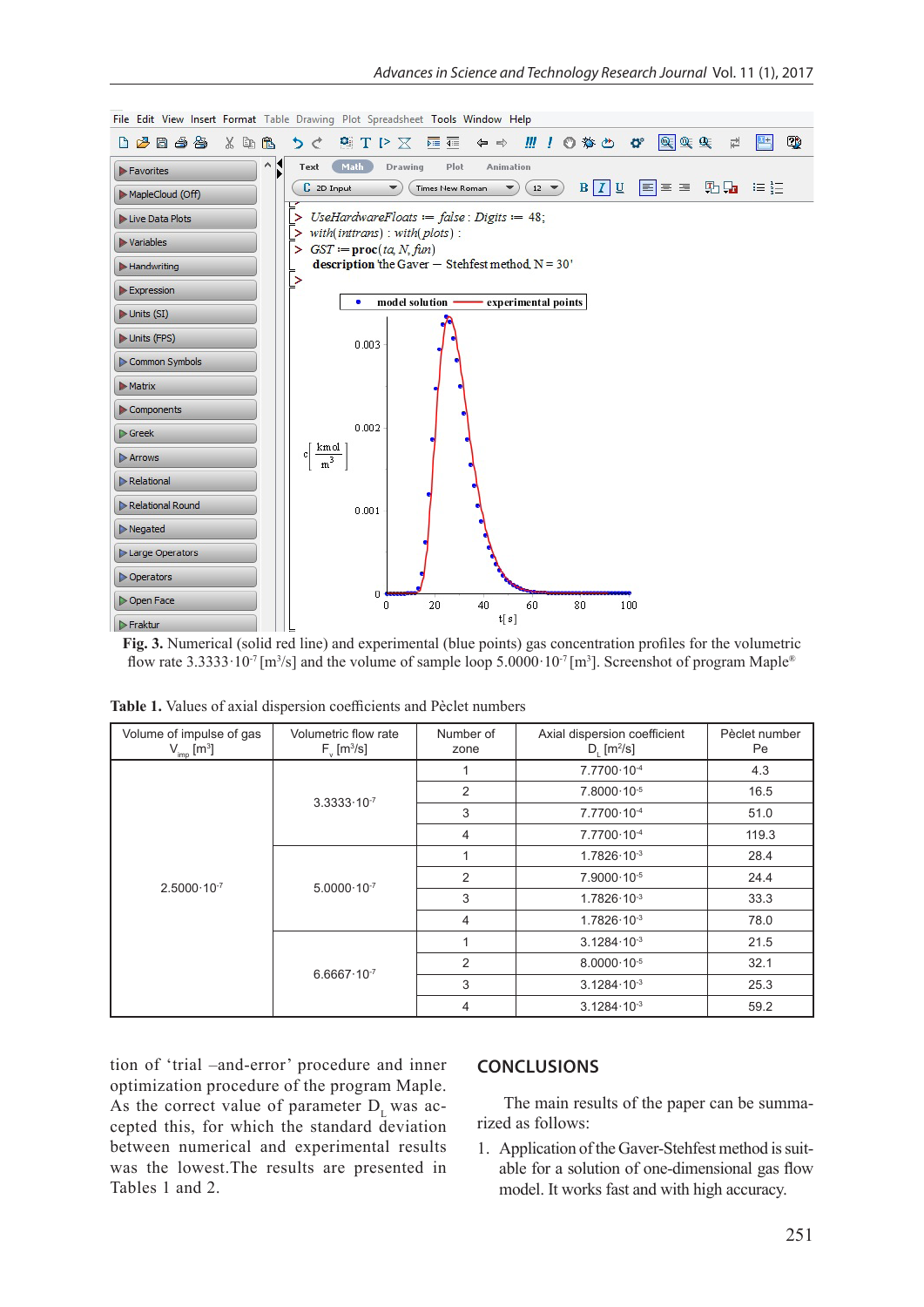**Fig. 3.** Numerical (solid red line) and experimental (blue points) gas concentration profiles for the volumetric flow rate $3.3333 \cdot 10^{-7}$ [m$^3$/s] and the volume of sample loop $5.0000 \cdot 10^{-7}$ [m$^3$]. Screenshot of program Maple®

**Table 1.** Values of axial dispersion coefficients and Pèclet numbers

| Volume of impulse of gas $V_{imp}$ [m$^3$] | Volumetric flow rate $F_v$ [m$^3$/s] | Number of zone | Axial dispersion coefficient $D_L$ [m$^2$/s] | Pèclet number Pe |
|---|---|---|---|---|
| $2.5000 \cdot 10^{-7}$ | $3.3333 \cdot 10^{-7}$ | 1 | $7.7700 \cdot 10^{-4}$ | 4.3 |
| | | 2 | $7.8000 \cdot 10^{-5}$ | 16.5 |
| | | 3 | $7.7700 \cdot 10^{-4}$ | 51.0 |
| | | 4 | $7.7700 \cdot 10^{-4}$ | 119.3 |
| | $5.0000 \cdot 10^{-7}$ | 1 | $1.7826 \cdot 10^{-3}$ | 28.4 |
| | | 2 | $7.9000 \cdot 10^{-5}$ | 24.4 |
| | | 3 | $1.7826 \cdot 10^{-3}$ | 33.3 |
| | | 4 | $1.7826 \cdot 10^{-3}$ | 78.0 |
| | $6.6667 \cdot 10^{-7}$ | 1 | $3.1284 \cdot 10^{-3}$ | 21.5 |
| | | 2 | $8.0000 \cdot 10^{-5}$ | 32.1 |
| | | 3 | $3.1284 \cdot 10^{-3}$ | 25.3 |
| | | 4 | $3.1284 \cdot 10^{-3}$ | 59.2 |

tion of 'trial –and-error' procedure and inner optimization procedure of the program Maple. As the correct value of parameter $D_L$ was accepted this, for which the standard deviation between numerical and experimental results was the lowest.The results are presented in Tables 1 and 2.

## CONCLUSIONS

The main results of the paper can be summarized as follows:

1. Application of the Gaver-Stehfest method is suitable for a solution of one-dimensional gas flow model. It works fast and with high accuracy.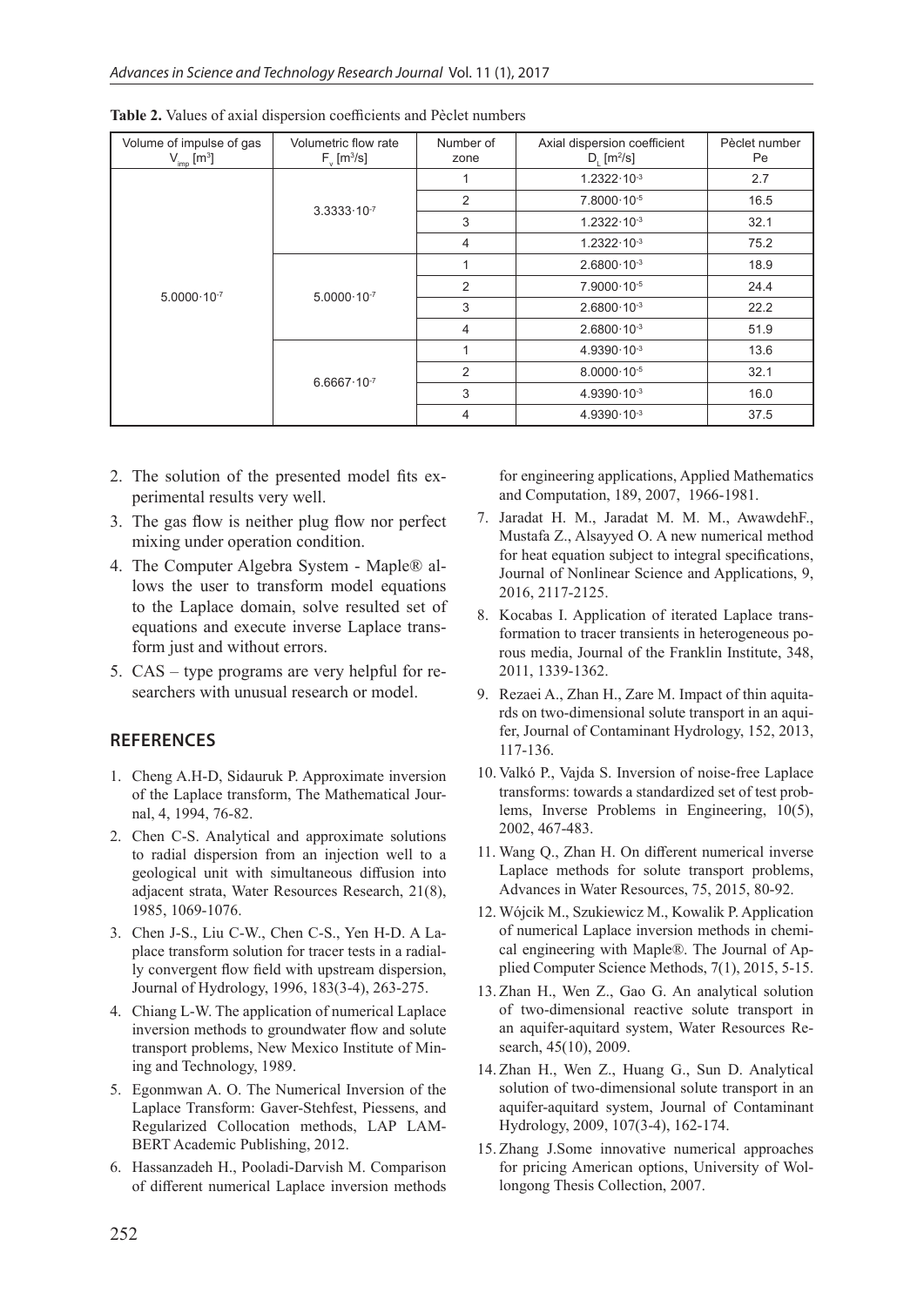**Table 2.** Values of axial dispersion coefficients and Pèclet numbers

| Volume of impulse of gas $V_{imp}$ [m$^3$] | Volumetric flow rate $F_v$ [m$^3$/s] | Number of zone | Axial dispersion coefficient $D_L$ [m$^2$/s] | Pèclet number Pe |
|---|---|---|---|---|
| $5.0000 \cdot 10^{-7}$ | $3.3333 \cdot 10^{-7}$ | 1 | $1.2322 \cdot 10^{-3}$ | 2.7 |
| | | 2 | $7.8000 \cdot 10^{-5}$ | 16.5 |
| | | 3 | $1.2322 \cdot 10^{-3}$ | 32.1 |
| | | 4 | $1.2322 \cdot 10^{-3}$ | 75.2 |
| | $5.0000 \cdot 10^{-7}$ | 1 | $2.6800 \cdot 10^{-3}$ | 18.9 |
| | | 2 | $7.9000 \cdot 10^{-5}$ | 24.4 |
| | | 3 | $2.6800 \cdot 10^{-3}$ | 22.2 |
| | | 4 | $2.6800 \cdot 10^{-3}$ | 51.9 |
| | $6.6667 \cdot 10^{-7}$ | 1 | $4.9390 \cdot 10^{-3}$ | 13.6 |
| | | 2 | $8.0000 \cdot 10^{-5}$ | 32.1 |
| | | 3 | $4.9390 \cdot 10^{-3}$ | 16.0 |
| | | 4 | $4.9390 \cdot 10^{-3}$ | 37.5 |

2. The solution of the presented model fits experimental results very well.
3. The gas flow is neither plug flow nor perfect mixing under operation condition.
4. The Computer Algebra System - Maple® allows the user to transform model equations to the Laplace domain, solve resulted set of equations and execute inverse Laplace transform just and without errors.
5. CAS – type programs are very helpful for researchers with unusual research or model.

## REFERENCES

1. Cheng A.H-D, Sidauruk P. Approximate inversion of the Laplace transform, The Mathematical Journal, 4, 1994, 76-82.
2. Chen C-S. Analytical and approximate solutions to radial dispersion from an injection well to a geological unit with simultaneous diffusion into adjacent strata, Water Resources Research, 21(8), 1985, 1069-1076.
3. Chen J-S., Liu C-W., Chen C-S., Yen H-D. A Laplace transform solution for tracer tests in a radially convergent flow field with upstream dispersion, Journal of Hydrology, 1996, 183(3-4), 263-275.
4. Chiang L-W. The application of numerical Laplace inversion methods to groundwater flow and solute transport problems, New Mexico Institute of Mining and Technology, 1989.
5. Egonmwan A. O. The Numerical Inversion of the Laplace Transform: Gaver-Stehfest, Piessens, and Regularized Collocation methods, LAP LAMBERT Academic Publishing, 2012.
6. Hassanzadeh H., Pooladi-Darvish M. Comparison of different numerical Laplace inversion methods for engineering applications, Applied Mathematics and Computation, 189, 2007, 1966-1981.
7. Jaradat H. M., Jaradat M. M. M., AwawdehF., Mustafa Z., Alsayyed O. A new numerical method for heat equation subject to integral specifications, Journal of Nonlinear Science and Applications, 9, 2016, 2117-2125.
8. Kocabas I. Application of iterated Laplace transformation to tracer transients in heterogeneous porous media, Journal of the Franklin Institute, 348, 2011, 1339-1362.
9. Rezaei A., Zhan H., Zare M. Impact of thin aquitards on two-dimensional solute transport in an aquifer, Journal of Contaminant Hydrology, 152, 2013, 117-136.
10. Valkó P., Vajda S. Inversion of noise-free Laplace transforms: towards a standardized set of test problems, Inverse Problems in Engineering, 10(5), 2002, 467-483.
11. Wang Q., Zhan H. On different numerical inverse Laplace methods for solute transport problems, Advances in Water Resources, 75, 2015, 80-92.
12. Wójcik M., Szukiewicz M., Kowalik P. Application of numerical Laplace inversion methods in chemical engineering with Maple®. The Journal of Applied Computer Science Methods, 7(1), 2015, 5-15.
13. Zhan H., Wen Z., Gao G. An analytical solution of two-dimensional reactive solute transport in an aquifer-aquitard system, Water Resources Research, 45(10), 2009.
14. Zhan H., Wen Z., Huang G., Sun D. Analytical solution of two-dimensional solute transport in an aquifer-aquitard system, Journal of Contaminant Hydrology, 2009, 107(3-4), 162-174.
15. Zhang J.Some innovative numerical approaches for pricing American options, University of Wollongong Thesis Collection, 2007.